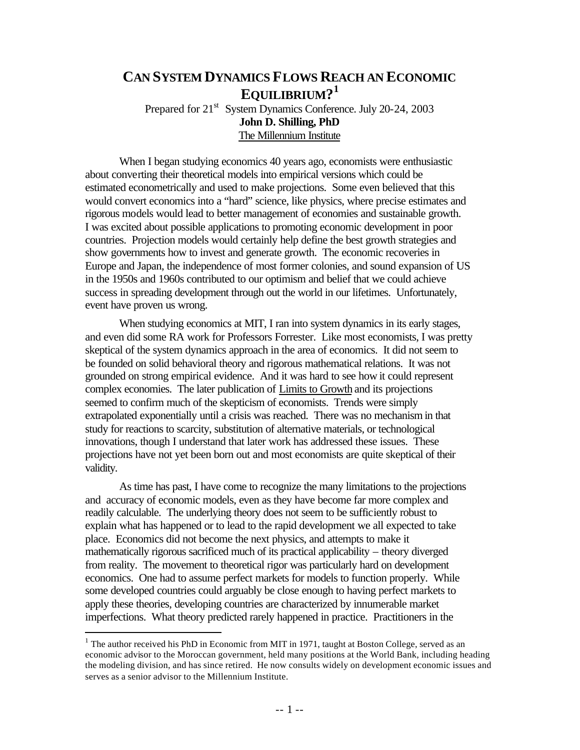# CAN SYSTEM DYNAMICS FLOWS REACH AN ECONOMIC EQUILIBRIUM?[1]

Prepared for 21st System Dynamics Conference. July 20-24, 2003

**John D. Shilling, PhD**

The Millennium Institute

When I began studying economics 40 years ago, economists were enthusiastic about converting their theoretical models into empirical versions which could be estimated econometrically and used to make projections. Some even believed that this would convert economics into a "hard" science, like physics, where precise estimates and rigorous models would lead to better management of economies and sustainable growth. I was excited about possible applications to promoting economic development in poor countries. Projection models would certainly help define the best growth strategies and show governments how to invest and generate growth. The economic recoveries in Europe and Japan, the independence of most former colonies, and sound expansion of US in the 1950s and 1960s contributed to our optimism and belief that we could achieve success in spreading development through out the world in our lifetimes. Unfortunately, event have proven us wrong.

When studying economics at MIT, I ran into system dynamics in its early stages, and even did some RA work for Professors Forrester. Like most economists, I was pretty skeptical of the system dynamics approach in the area of economics. It did not seem to be founded on solid behavioral theory and rigorous mathematical relations. It was not grounded on strong empirical evidence. And it was hard to see how it could represent complex economies. The later publication of Limits to Growth and its projections seemed to confirm much of the skepticism of economists. Trends were simply extrapolated exponentially until a crisis was reached. There was no mechanism in that study for reactions to scarcity, substitution of alternative materials, or technological innovations, though I understand that later work has addressed these issues. These projections have not yet been born out and most economists are quite skeptical of their validity.

As time has past, I have come to recognize the many limitations to the projections and accuracy of economic models, even as they have become far more complex and readily calculable. The underlying theory does not seem to be sufficiently robust to explain what has happened or to lead to the rapid development we all expected to take place. Economics did not become the next physics, and attempts to make it mathematically rigorous sacrificed much of its practical applicability – theory diverged from reality. The movement to theoretical rigor was particularly hard on development economics. One had to assume perfect markets for models to function properly. While some developed countries could arguably be close enough to having perfect markets to apply these theories, developing countries are characterized by innumerable market imperfections. What theory predicted rarely happened in practice. Practitioners in the

[1] The author received his PhD in Economic from MIT in 1971, taught at Boston College, served as an economic advisor to the Moroccan government, held many positions at the World Bank, including heading the modeling division, and has since retired. He now consults widely on development economic issues and serves as a senior advisor to the Millennium Institute.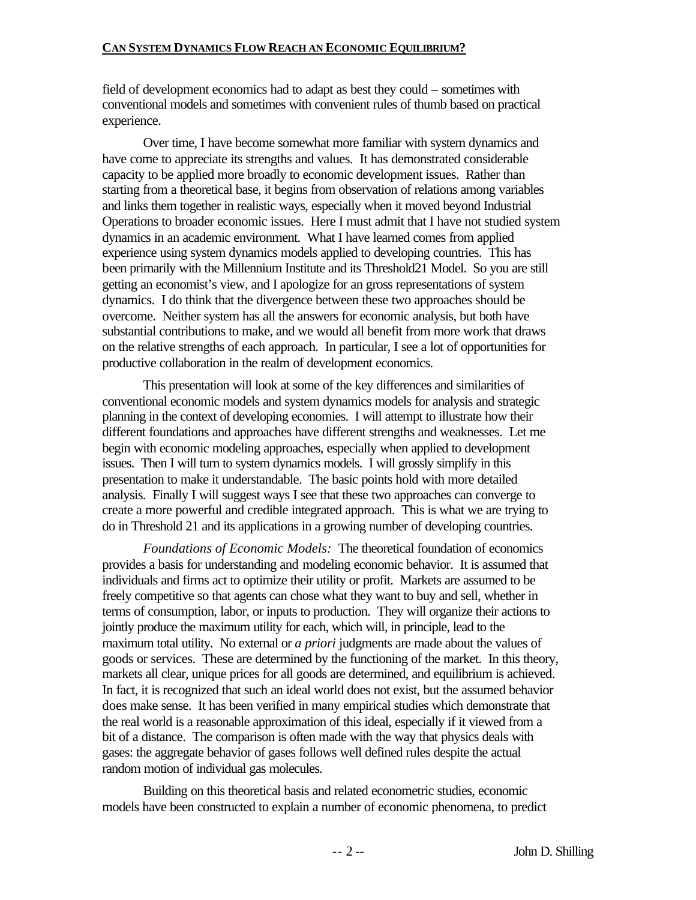field of development economics had to adapt as best they could – sometimes with conventional models and sometimes with convenient rules of thumb based on practical experience.

Over time, I have become somewhat more familiar with system dynamics and have come to appreciate its strengths and values. It has demonstrated considerable capacity to be applied more broadly to economic development issues. Rather than starting from a theoretical base, it begins from observation of relations among variables and links them together in realistic ways, especially when it moved beyond Industrial Operations to broader economic issues. Here I must admit that I have not studied system dynamics in an academic environment. What I have learned comes from applied experience using system dynamics models applied to developing countries. This has been primarily with the Millennium Institute and its Threshold21 Model. So you are still getting an economist's view, and I apologize for an gross representations of system dynamics. I do think that the divergence between these two approaches should be overcome. Neither system has all the answers for economic analysis, but both have substantial contributions to make, and we would all benefit from more work that draws on the relative strengths of each approach. In particular, I see a lot of opportunities for productive collaboration in the realm of development economics.

This presentation will look at some of the key differences and similarities of conventional economic models and system dynamics models for analysis and strategic planning in the context of developing economies. I will attempt to illustrate how their different foundations and approaches have different strengths and weaknesses. Let me begin with economic modeling approaches, especially when applied to development issues. Then I will turn to system dynamics models. I will grossly simplify in this presentation to make it understandable. The basic points hold with more detailed analysis. Finally I will suggest ways I see that these two approaches can converge to create a more powerful and credible integrated approach. This is what we are trying to do in Threshold 21 and its applications in a growing number of developing countries.

*Foundations of Economic Models:* The theoretical foundation of economics provides a basis for understanding and modeling economic behavior. It is assumed that individuals and firms act to optimize their utility or profit. Markets are assumed to be freely competitive so that agents can chose what they want to buy and sell, whether in terms of consumption, labor, or inputs to production. They will organize their actions to jointly produce the maximum utility for each, which will, in principle, lead to the maximum total utility. No external or *a priori* judgments are made about the values of goods or services. These are determined by the functioning of the market. In this theory, markets all clear, unique prices for all goods are determined, and equilibrium is achieved. In fact, it is recognized that such an ideal world does not exist, but the assumed behavior does make sense. It has been verified in many empirical studies which demonstrate that the real world is a reasonable approximation of this ideal, especially if it viewed from a bit of a distance. The comparison is often made with the way that physics deals with gases: the aggregate behavior of gases follows well defined rules despite the actual random motion of individual gas molecules.

Building on this theoretical basis and related econometric studies, economic models have been constructed to explain a number of economic phenomena, to predict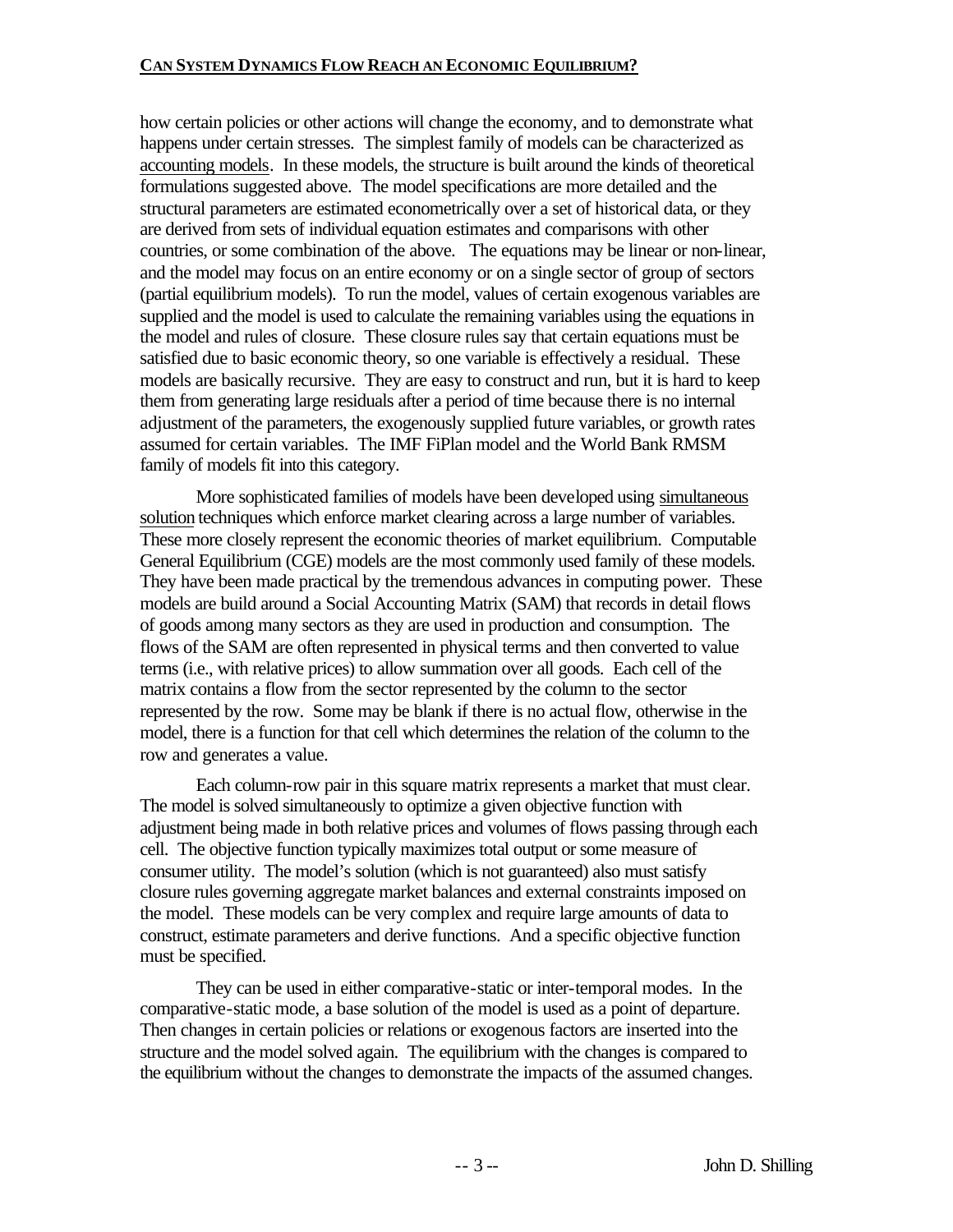how certain policies or other actions will change the economy, and to demonstrate what happens under certain stresses. The simplest family of models can be characterized as <u>accounting models</u>. In these models, the structure is built around the kinds of theoretical formulations suggested above. The model specifications are more detailed and the structural parameters are estimated econometrically over a set of historical data, or they are derived from sets of individual equation estimates and comparisons with other countries, or some combination of the above. The equations may be linear or non-linear, and the model may focus on an entire economy or on a single sector of group of sectors (partial equilibrium models). To run the model, values of certain exogenous variables are supplied and the model is used to calculate the remaining variables using the equations in the model and rules of closure. These closure rules say that certain equations must be satisfied due to basic economic theory, so one variable is effectively a residual. These models are basically recursive. They are easy to construct and run, but it is hard to keep them from generating large residuals after a period of time because there is no internal adjustment of the parameters, the exogenously supplied future variables, or growth rates assumed for certain variables. The IMF FiPlan model and the World Bank RMSM family of models fit into this category.

More sophisticated families of models have been developed using <u>simultaneous solution</u> techniques which enforce market clearing across a large number of variables. These more closely represent the economic theories of market equilibrium. Computable General Equilibrium (CGE) models are the most commonly used family of these models. They have been made practical by the tremendous advances in computing power. These models are build around a Social Accounting Matrix (SAM) that records in detail flows of goods among many sectors as they are used in production and consumption. The flows of the SAM are often represented in physical terms and then converted to value terms (i.e., with relative prices) to allow summation over all goods. Each cell of the matrix contains a flow from the sector represented by the column to the sector represented by the row. Some may be blank if there is no actual flow, otherwise in the model, there is a function for that cell which determines the relation of the column to the row and generates a value.

Each column-row pair in this square matrix represents a market that must clear. The model is solved simultaneously to optimize a given objective function with adjustment being made in both relative prices and volumes of flows passing through each cell. The objective function typically maximizes total output or some measure of consumer utility. The model's solution (which is not guaranteed) also must satisfy closure rules governing aggregate market balances and external constraints imposed on the model. These models can be very complex and require large amounts of data to construct, estimate parameters and derive functions. And a specific objective function must be specified.

They can be used in either comparative-static or inter-temporal modes. In the comparative-static mode, a base solution of the model is used as a point of departure. Then changes in certain policies or relations or exogenous factors are inserted into the structure and the model solved again. The equilibrium with the changes is compared to the equilibrium without the changes to demonstrate the impacts of the assumed changes.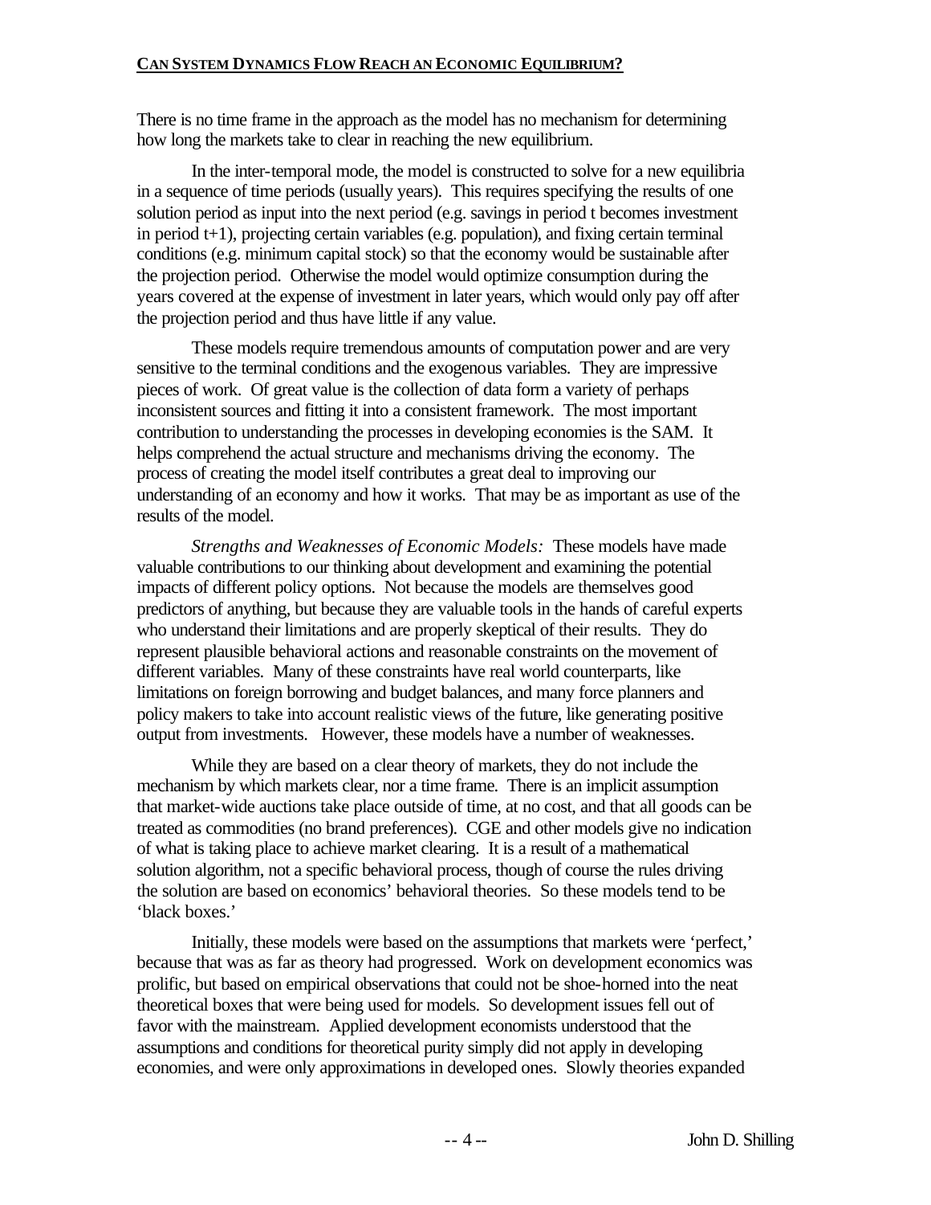There is no time frame in the approach as the model has no mechanism for determining how long the markets take to clear in reaching the new equilibrium.

In the inter-temporal mode, the model is constructed to solve for a new equilibria in a sequence of time periods (usually years). This requires specifying the results of one solution period as input into the next period (e.g. savings in period t becomes investment in period t+1), projecting certain variables (e.g. population), and fixing certain terminal conditions (e.g. minimum capital stock) so that the economy would be sustainable after the projection period. Otherwise the model would optimize consumption during the years covered at the expense of investment in later years, which would only pay off after the projection period and thus have little if any value.

These models require tremendous amounts of computation power and are very sensitive to the terminal conditions and the exogenous variables. They are impressive pieces of work. Of great value is the collection of data form a variety of perhaps inconsistent sources and fitting it into a consistent framework. The most important contribution to understanding the processes in developing economies is the SAM. It helps comprehend the actual structure and mechanisms driving the economy. The process of creating the model itself contributes a great deal to improving our understanding of an economy and how it works. That may be as important as use of the results of the model.

*Strengths and Weaknesses of Economic Models:* These models have made valuable contributions to our thinking about development and examining the potential impacts of different policy options. Not because the models are themselves good predictors of anything, but because they are valuable tools in the hands of careful experts who understand their limitations and are properly skeptical of their results. They do represent plausible behavioral actions and reasonable constraints on the movement of different variables. Many of these constraints have real world counterparts, like limitations on foreign borrowing and budget balances, and many force planners and policy makers to take into account realistic views of the future, like generating positive output from investments. However, these models have a number of weaknesses.

While they are based on a clear theory of markets, they do not include the mechanism by which markets clear, nor a time frame. There is an implicit assumption that market-wide auctions take place outside of time, at no cost, and that all goods can be treated as commodities (no brand preferences). CGE and other models give no indication of what is taking place to achieve market clearing. It is a result of a mathematical solution algorithm, not a specific behavioral process, though of course the rules driving the solution are based on economics' behavioral theories. So these models tend to be 'black boxes.'

Initially, these models were based on the assumptions that markets were 'perfect,' because that was as far as theory had progressed. Work on development economics was prolific, but based on empirical observations that could not be shoe-horned into the neat theoretical boxes that were being used for models. So development issues fell out of favor with the mainstream. Applied development economists understood that the assumptions and conditions for theoretical purity simply did not apply in developing economies, and were only approximations in developed ones. Slowly theories expanded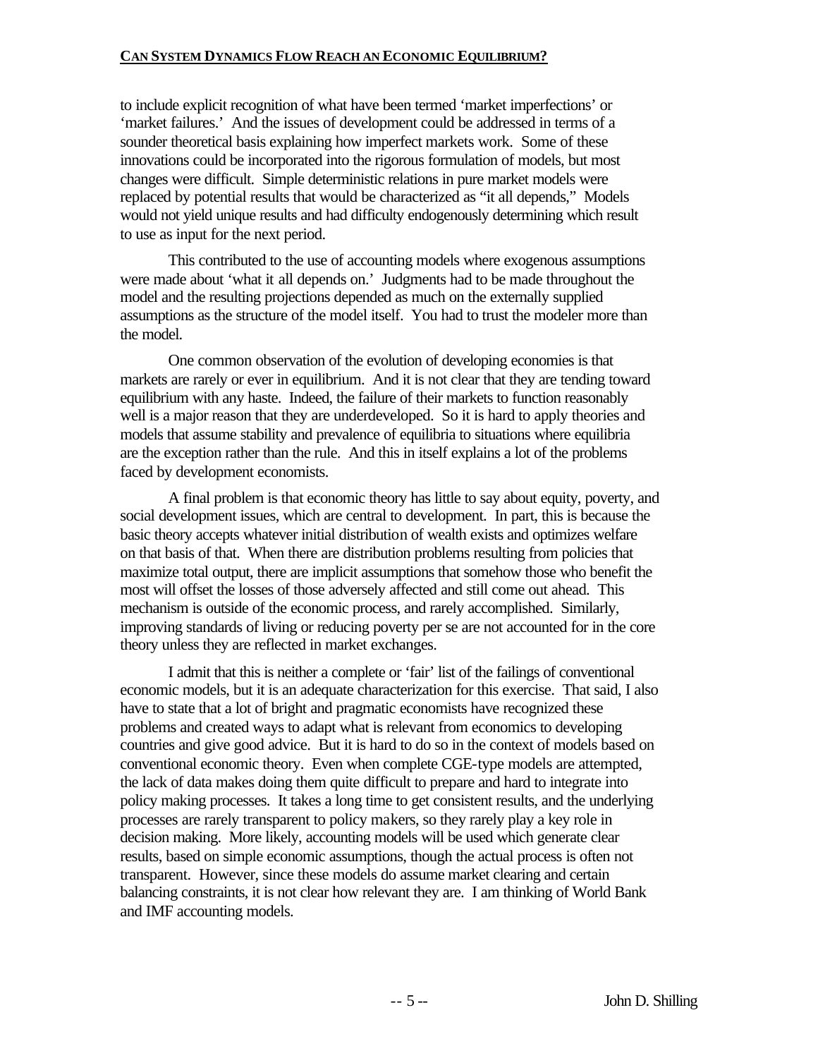to include explicit recognition of what have been termed 'market imperfections' or 'market failures.' And the issues of development could be addressed in terms of a sounder theoretical basis explaining how imperfect markets work. Some of these innovations could be incorporated into the rigorous formulation of models, but most changes were difficult. Simple deterministic relations in pure market models were replaced by potential results that would be characterized as "it all depends," Models would not yield unique results and had difficulty endogenously determining which result to use as input for the next period.

This contributed to the use of accounting models where exogenous assumptions were made about 'what it all depends on.' Judgments had to be made throughout the model and the resulting projections depended as much on the externally supplied assumptions as the structure of the model itself. You had to trust the modeler more than the model.

One common observation of the evolution of developing economies is that markets are rarely or ever in equilibrium. And it is not clear that they are tending toward equilibrium with any haste. Indeed, the failure of their markets to function reasonably well is a major reason that they are underdeveloped. So it is hard to apply theories and models that assume stability and prevalence of equilibria to situations where equilibria are the exception rather than the rule. And this in itself explains a lot of the problems faced by development economists.

A final problem is that economic theory has little to say about equity, poverty, and social development issues, which are central to development. In part, this is because the basic theory accepts whatever initial distribution of wealth exists and optimizes welfare on that basis of that. When there are distribution problems resulting from policies that maximize total output, there are implicit assumptions that somehow those who benefit the most will offset the losses of those adversely affected and still come out ahead. This mechanism is outside of the economic process, and rarely accomplished. Similarly, improving standards of living or reducing poverty per se are not accounted for in the core theory unless they are reflected in market exchanges.

I admit that this is neither a complete or 'fair' list of the failings of conventional economic models, but it is an adequate characterization for this exercise. That said, I also have to state that a lot of bright and pragmatic economists have recognized these problems and created ways to adapt what is relevant from economics to developing countries and give good advice. But it is hard to do so in the context of models based on conventional economic theory. Even when complete CGE-type models are attempted, the lack of data makes doing them quite difficult to prepare and hard to integrate into policy making processes. It takes a long time to get consistent results, and the underlying processes are rarely transparent to policy makers, so they rarely play a key role in decision making. More likely, accounting models will be used which generate clear results, based on simple economic assumptions, though the actual process is often not transparent. However, since these models do assume market clearing and certain balancing constraints, it is not clear how relevant they are. I am thinking of World Bank and IMF accounting models.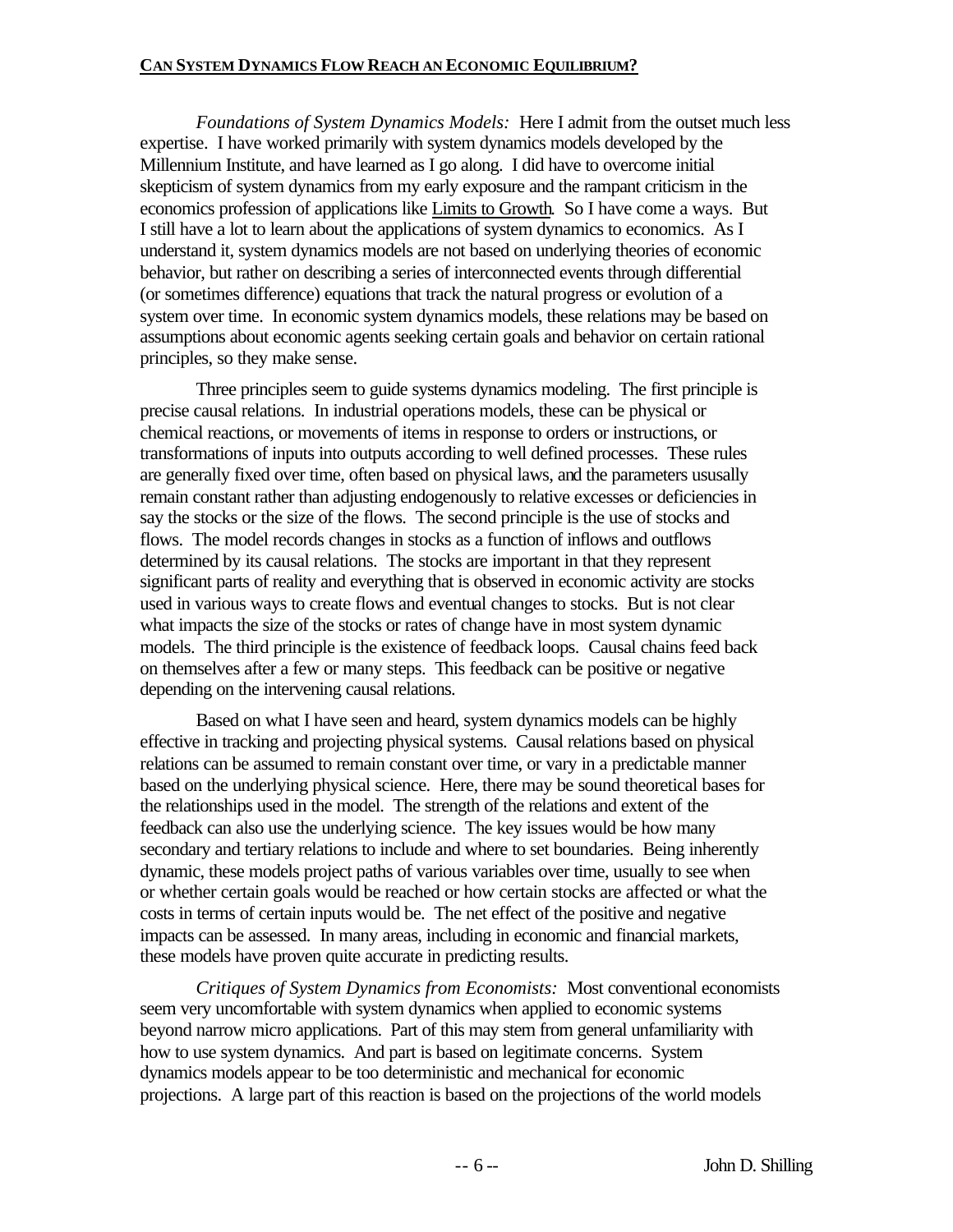*Foundations of System Dynamics Models:* Here I admit from the outset much less expertise. I have worked primarily with system dynamics models developed by the Millennium Institute, and have learned as I go along. I did have to overcome initial skepticism of system dynamics from my early exposure and the rampant criticism in the economics profession of applications like Limits to Growth. So I have come a ways. But I still have a lot to learn about the applications of system dynamics to economics. As I understand it, system dynamics models are not based on underlying theories of economic behavior, but rather on describing a series of interconnected events through differential (or sometimes difference) equations that track the natural progress or evolution of a system over time. In economic system dynamics models, these relations may be based on assumptions about economic agents seeking certain goals and behavior on certain rational principles, so they make sense.

Three principles seem to guide systems dynamics modeling. The first principle is precise causal relations. In industrial operations models, these can be physical or chemical reactions, or movements of items in response to orders or instructions, or transformations of inputs into outputs according to well defined processes. These rules are generally fixed over time, often based on physical laws, and the parameters ususally remain constant rather than adjusting endogenously to relative excesses or deficiencies in say the stocks or the size of the flows. The second principle is the use of stocks and flows. The model records changes in stocks as a function of inflows and outflows determined by its causal relations. The stocks are important in that they represent significant parts of reality and everything that is observed in economic activity are stocks used in various ways to create flows and eventual changes to stocks. But is not clear what impacts the size of the stocks or rates of change have in most system dynamic models. The third principle is the existence of feedback loops. Causal chains feed back on themselves after a few or many steps. This feedback can be positive or negative depending on the intervening causal relations.

Based on what I have seen and heard, system dynamics models can be highly effective in tracking and projecting physical systems. Causal relations based on physical relations can be assumed to remain constant over time, or vary in a predictable manner based on the underlying physical science. Here, there may be sound theoretical bases for the relationships used in the model. The strength of the relations and extent of the feedback can also use the underlying science. The key issues would be how many secondary and tertiary relations to include and where to set boundaries. Being inherently dynamic, these models project paths of various variables over time, usually to see when or whether certain goals would be reached or how certain stocks are affected or what the costs in terms of certain inputs would be. The net effect of the positive and negative impacts can be assessed. In many areas, including in economic and financial markets, these models have proven quite accurate in predicting results.

*Critiques of System Dynamics from Economists:* Most conventional economists seem very uncomfortable with system dynamics when applied to economic systems beyond narrow micro applications. Part of this may stem from general unfamiliarity with how to use system dynamics. And part is based on legitimate concerns. System dynamics models appear to be too deterministic and mechanical for economic projections. A large part of this reaction is based on the projections of the world models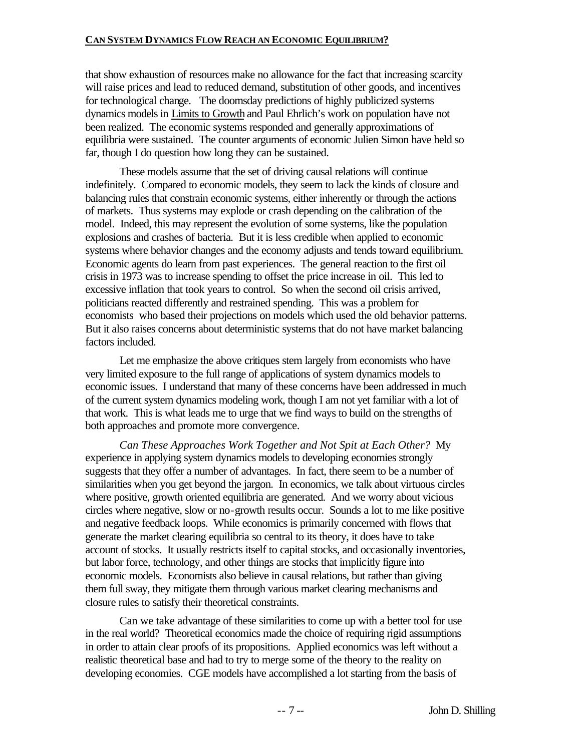that show exhaustion of resources make no allowance for the fact that increasing scarcity will raise prices and lead to reduced demand, substitution of other goods, and incentives for technological change. The doomsday predictions of highly publicized systems dynamics models in Limits to Growth and Paul Ehrlich's work on population have not been realized. The economic systems responded and generally approximations of equilibria were sustained. The counter arguments of economic Julien Simon have held so far, though I do question how long they can be sustained.

These models assume that the set of driving causal relations will continue indefinitely. Compared to economic models, they seem to lack the kinds of closure and balancing rules that constrain economic systems, either inherently or through the actions of markets. Thus systems may explode or crash depending on the calibration of the model. Indeed, this may represent the evolution of some systems, like the population explosions and crashes of bacteria. But it is less credible when applied to economic systems where behavior changes and the economy adjusts and tends toward equilibrium. Economic agents do learn from past experiences. The general reaction to the first oil crisis in 1973 was to increase spending to offset the price increase in oil. This led to excessive inflation that took years to control. So when the second oil crisis arrived, politicians reacted differently and restrained spending. This was a problem for economists who based their projections on models which used the old behavior patterns. But it also raises concerns about deterministic systems that do not have market balancing factors included.

Let me emphasize the above critiques stem largely from economists who have very limited exposure to the full range of applications of system dynamics models to economic issues. I understand that many of these concerns have been addressed in much of the current system dynamics modeling work, though I am not yet familiar with a lot of that work. This is what leads me to urge that we find ways to build on the strengths of both approaches and promote more convergence.

*Can These Approaches Work Together and Not Spit at Each Other?* My experience in applying system dynamics models to developing economies strongly suggests that they offer a number of advantages. In fact, there seem to be a number of similarities when you get beyond the jargon. In economics, we talk about virtuous circles where positive, growth oriented equilibria are generated. And we worry about vicious circles where negative, slow or no-growth results occur. Sounds a lot to me like positive and negative feedback loops. While economics is primarily concerned with flows that generate the market clearing equilibria so central to its theory, it does have to take account of stocks. It usually restricts itself to capital stocks, and occasionally inventories, but labor force, technology, and other things are stocks that implicitly figure into economic models. Economists also believe in causal relations, but rather than giving them full sway, they mitigate them through various market clearing mechanisms and closure rules to satisfy their theoretical constraints.

Can we take advantage of these similarities to come up with a better tool for use in the real world? Theoretical economics made the choice of requiring rigid assumptions in order to attain clear proofs of its propositions. Applied economics was left without a realistic theoretical base and had to try to merge some of the theory to the reality on developing economies. CGE models have accomplished a lot starting from the basis of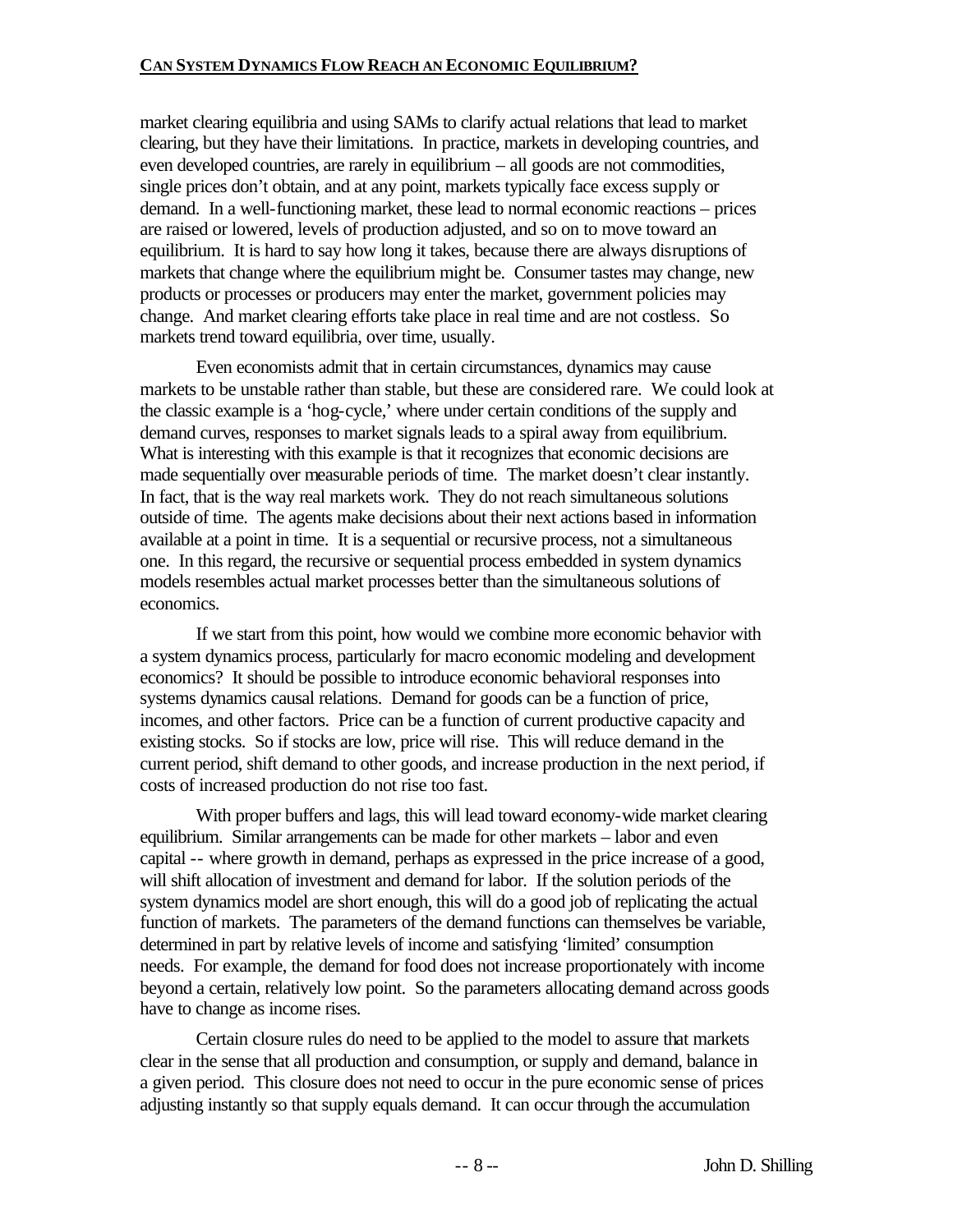market clearing equilibria and using SAMs to clarify actual relations that lead to market clearing, but they have their limitations. In practice, markets in developing countries, and even developed countries, are rarely in equilibrium – all goods are not commodities, single prices don't obtain, and at any point, markets typically face excess supply or demand. In a well-functioning market, these lead to normal economic reactions – prices are raised or lowered, levels of production adjusted, and so on to move toward an equilibrium. It is hard to say how long it takes, because there are always disruptions of markets that change where the equilibrium might be. Consumer tastes may change, new products or processes or producers may enter the market, government policies may change. And market clearing efforts take place in real time and are not costless. So markets trend toward equilibria, over time, usually.

Even economists admit that in certain circumstances, dynamics may cause markets to be unstable rather than stable, but these are considered rare. We could look at the classic example is a 'hog-cycle,' where under certain conditions of the supply and demand curves, responses to market signals leads to a spiral away from equilibrium. What is interesting with this example is that it recognizes that economic decisions are made sequentially over measurable periods of time. The market doesn't clear instantly. In fact, that is the way real markets work. They do not reach simultaneous solutions outside of time. The agents make decisions about their next actions based in information available at a point in time. It is a sequential or recursive process, not a simultaneous one. In this regard, the recursive or sequential process embedded in system dynamics models resembles actual market processes better than the simultaneous solutions of economics.

If we start from this point, how would we combine more economic behavior with a system dynamics process, particularly for macro economic modeling and development economics? It should be possible to introduce economic behavioral responses into systems dynamics causal relations. Demand for goods can be a function of price, incomes, and other factors. Price can be a function of current productive capacity and existing stocks. So if stocks are low, price will rise. This will reduce demand in the current period, shift demand to other goods, and increase production in the next period, if costs of increased production do not rise too fast.

With proper buffers and lags, this will lead toward economy-wide market clearing equilibrium. Similar arrangements can be made for other markets – labor and even capital -- where growth in demand, perhaps as expressed in the price increase of a good, will shift allocation of investment and demand for labor. If the solution periods of the system dynamics model are short enough, this will do a good job of replicating the actual function of markets. The parameters of the demand functions can themselves be variable, determined in part by relative levels of income and satisfying 'limited' consumption needs. For example, the demand for food does not increase proportionately with income beyond a certain, relatively low point. So the parameters allocating demand across goods have to change as income rises.

Certain closure rules do need to be applied to the model to assure that markets clear in the sense that all production and consumption, or supply and demand, balance in a given period. This closure does not need to occur in the pure economic sense of prices adjusting instantly so that supply equals demand. It can occur through the accumulation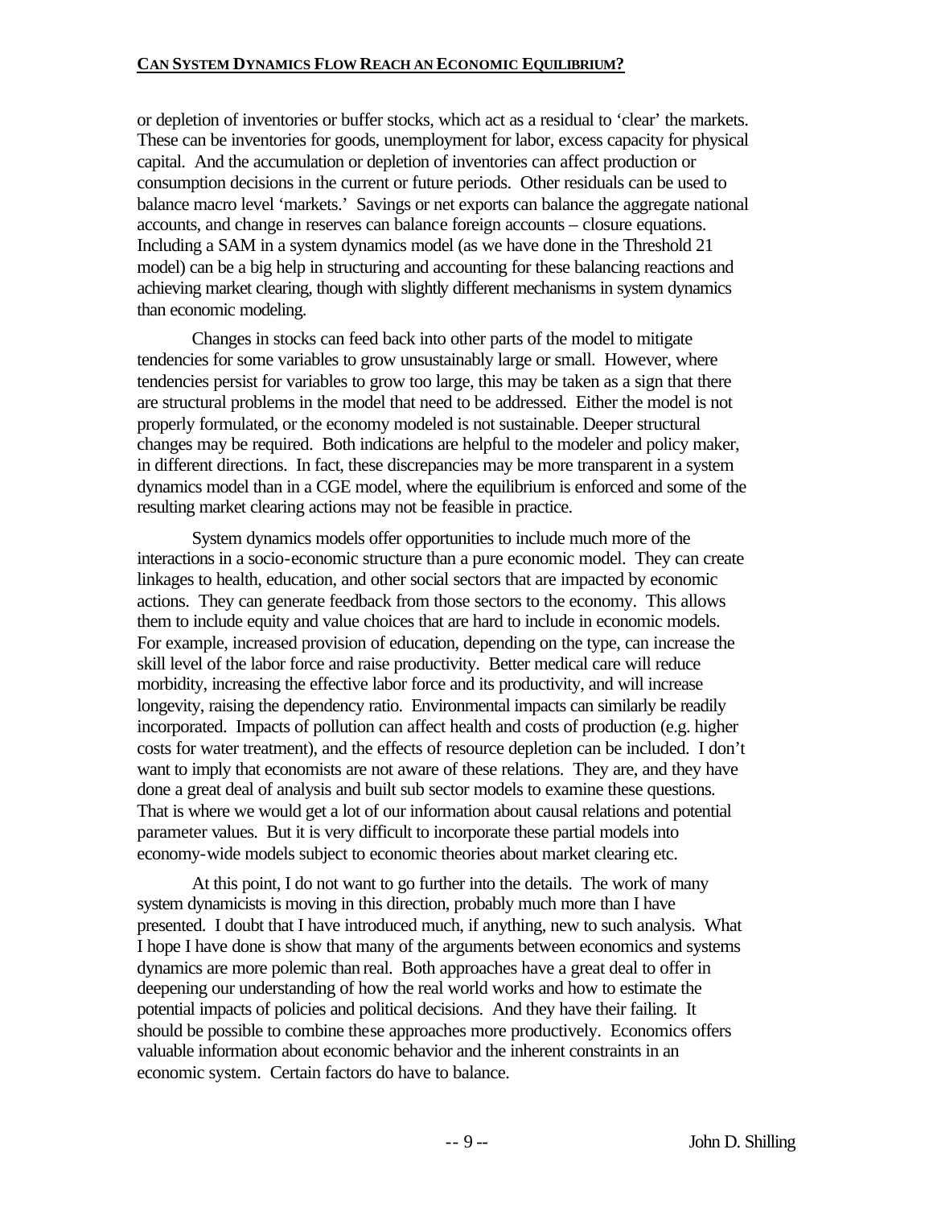or depletion of inventories or buffer stocks, which act as a residual to 'clear' the markets. These can be inventories for goods, unemployment for labor, excess capacity for physical capital. And the accumulation or depletion of inventories can affect production or consumption decisions in the current or future periods. Other residuals can be used to balance macro level 'markets.' Savings or net exports can balance the aggregate national accounts, and change in reserves can balance foreign accounts – closure equations. Including a SAM in a system dynamics model (as we have done in the Threshold 21 model) can be a big help in structuring and accounting for these balancing reactions and achieving market clearing, though with slightly different mechanisms in system dynamics than economic modeling.

Changes in stocks can feed back into other parts of the model to mitigate tendencies for some variables to grow unsustainably large or small. However, where tendencies persist for variables to grow too large, this may be taken as a sign that there are structural problems in the model that need to be addressed. Either the model is not properly formulated, or the economy modeled is not sustainable. Deeper structural changes may be required. Both indications are helpful to the modeler and policy maker, in different directions. In fact, these discrepancies may be more transparent in a system dynamics model than in a CGE model, where the equilibrium is enforced and some of the resulting market clearing actions may not be feasible in practice.

System dynamics models offer opportunities to include much more of the interactions in a socio-economic structure than a pure economic model. They can create linkages to health, education, and other social sectors that are impacted by economic actions. They can generate feedback from those sectors to the economy. This allows them to include equity and value choices that are hard to include in economic models. For example, increased provision of education, depending on the type, can increase the skill level of the labor force and raise productivity. Better medical care will reduce morbidity, increasing the effective labor force and its productivity, and will increase longevity, raising the dependency ratio. Environmental impacts can similarly be readily incorporated. Impacts of pollution can affect health and costs of production (e.g. higher costs for water treatment), and the effects of resource depletion can be included. I don't want to imply that economists are not aware of these relations. They are, and they have done a great deal of analysis and built sub sector models to examine these questions. That is where we would get a lot of our information about causal relations and potential parameter values. But it is very difficult to incorporate these partial models into economy-wide models subject to economic theories about market clearing etc.

At this point, I do not want to go further into the details. The work of many system dynamicists is moving in this direction, probably much more than I have presented. I doubt that I have introduced much, if anything, new to such analysis. What I hope I have done is show that many of the arguments between economics and systems dynamics are more polemic than real. Both approaches have a great deal to offer in deepening our understanding of how the real world works and how to estimate the potential impacts of policies and political decisions. And they have their failing. It should be possible to combine these approaches more productively. Economics offers valuable information about economic behavior and the inherent constraints in an economic system. Certain factors do have to balance.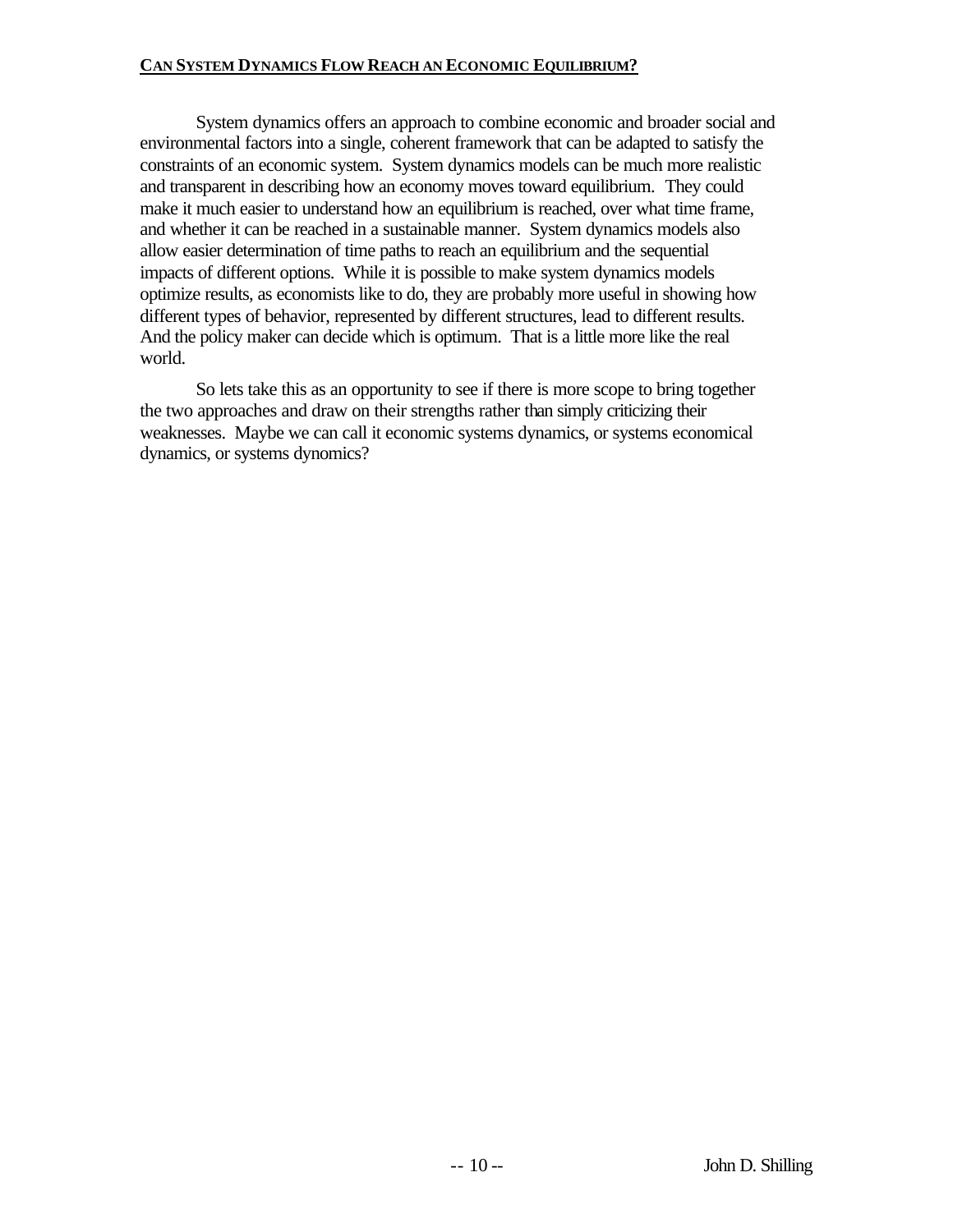**CAN SYSTEM DYNAMICS FLOW REACH AN ECONOMIC EQUILIBRIUM?**

System dynamics offers an approach to combine economic and broader social and environmental factors into a single, coherent framework that can be adapted to satisfy the constraints of an economic system. System dynamics models can be much more realistic and transparent in describing how an economy moves toward equilibrium. They could make it much easier to understand how an equilibrium is reached, over what time frame, and whether it can be reached in a sustainable manner. System dynamics models also allow easier determination of time paths to reach an equilibrium and the sequential impacts of different options. While it is possible to make system dynamics models optimize results, as economists like to do, they are probably more useful in showing how different types of behavior, represented by different structures, lead to different results. And the policy maker can decide which is optimum. That is a little more like the real world.

So lets take this as an opportunity to see if there is more scope to bring together the two approaches and draw on their strengths rather than simply criticizing their weaknesses. Maybe we can call it economic systems dynamics, or systems economical dynamics, or systems dynomics?